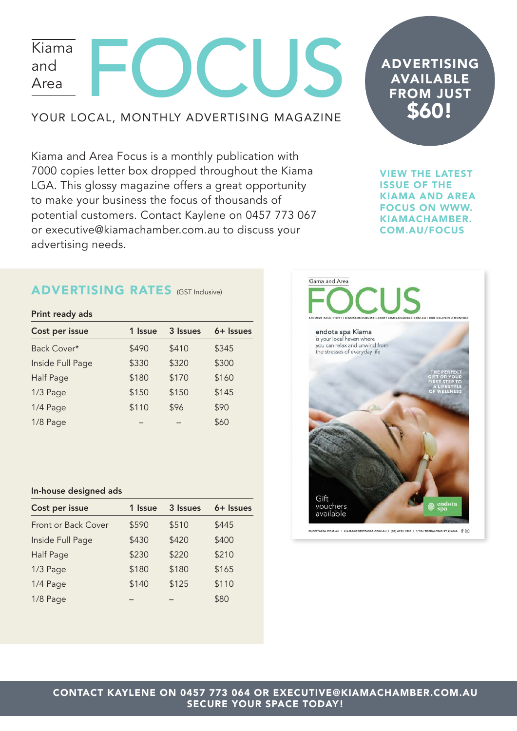# Kiama and Area FOCUS

YOUR LOCAL, MONTHLY ADVERTISING MAGAZINE

**ADVERTISING AVAILABLE FROM JUST $60!**

Kiama and Area Focus is a monthly publication with 7000 copies letter box dropped throughout the Kiama LGA. This glossy magazine offers a great opportunity to make your business the focus of thousands of potential customers. Contact Kaylene on 0457 773 067 or executive@kiamachamber.com.au to discuss your advertising needs.

**VIEW THE LATEST ISSUE OF THE KIAMA AND AREA FOCUS ON WWW.KIAMACHAMBER.COM.AU/FOCUS**

## ADVERTISING RATES (GST Inclusive)

### Print ready ads

| Cost per issue | 1 Issue | 3 Issues | 6+ Issues |
|---|---|---|---|
| Back Cover* | $490 | $410 | $345 |
| Inside Full Page | $330 | $320 | $300 |
| Half Page | $180 | $170 | $160 |
| 1/3 Page | $150 | $150 | $145 |
| 1/4 Page | $110 | $96 | $90 |
| 1/8 Page | – | – | $60 |

### In-house designed ads

| Cost per issue | 1 Issue | 3 Issues | 6+ Issues |
|---|---|---|---|
| Front or Back Cover | $590 | $510 | $445 |
| Inside Full Page | $430 | $420 | $400 |
| Half Page | $230 | $220 | $210 |
| 1/3 Page | $180 | $180 | $165 |
| 1/4 Page | $140 | $125 | $110 |
| 1/8 Page | – | – | $80 |

**CONTACT KAYLENE ON 0457 773 064 OR EXECUTIVE@KIAMACHAMBER.COM.AU**
**SECURE YOUR SPACE TODAY!**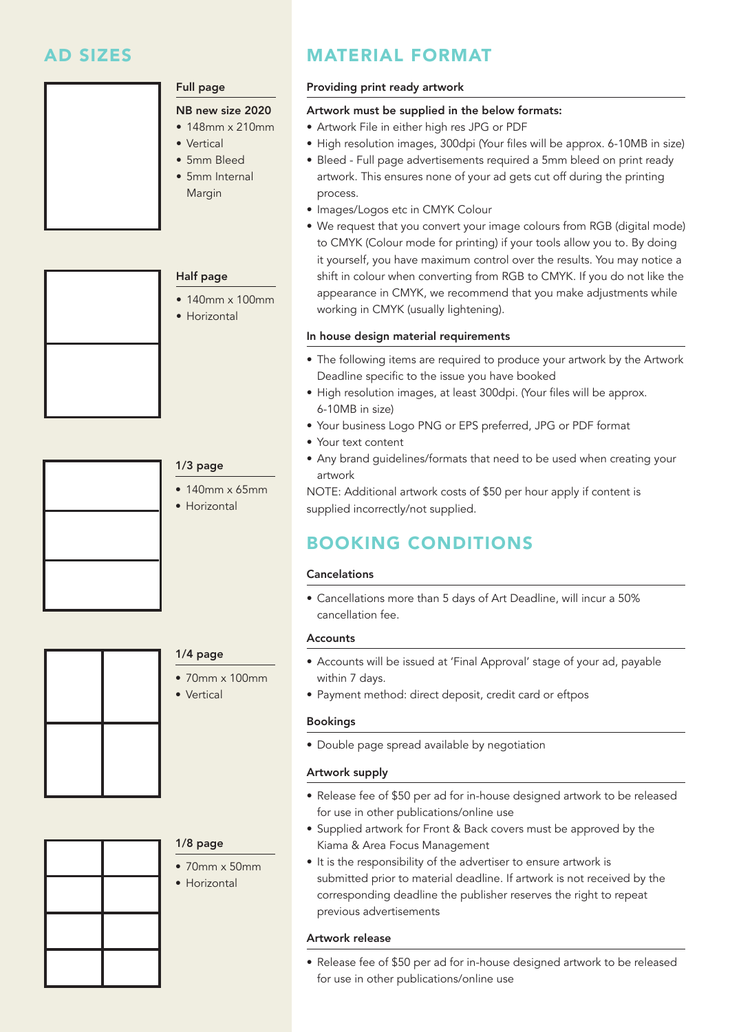## AD SIZES

### Full page

**NB new size 2020**

- 148mm x 210mm
- Vertical
- 5mm Bleed
- 5mm Internal Margin

### Half page

- 140mm x 100mm
- Horizontal

### 1/3 page

- 140mm x 65mm
- Horizontal

### 1/4 page

- 70mm x 100mm
- Vertical

### 1/8 page

- 70mm x 50mm
- Horizontal

## MATERIAL FORMAT

### Providing print ready artwork

**Artwork must be supplied in the below formats:**

- Artwork File in either high res JPG or PDF
- High resolution images, 300dpi (Your files will be approx. 6-10MB in size)
- Bleed - Full page advertisements required a 5mm bleed on print ready artwork. This ensures none of your ad gets cut off during the printing process.
- Images/Logos etc in CMYK Colour
- We request that you convert your image colours from RGB (digital mode) to CMYK (Colour mode for printing) if your tools allow you to. By doing it yourself, you have maximum control over the results. You may notice a shift in colour when converting from RGB to CMYK. If you do not like the appearance in CMYK, we recommend that you make adjustments while working in CMYK (usually lightening).

### In house design material requirements

- The following items are required to produce your artwork by the Artwork Deadline specific to the issue you have booked
- High resolution images, at least 300dpi. (Your files will be approx. 6-10MB in size)
- Your business Logo PNG or EPS preferred, JPG or PDF format
- Your text content
- Any brand guidelines/formats that need to be used when creating your artwork

NOTE: Additional artwork costs of $50 per hour apply if content is supplied incorrectly/not supplied.

## BOOKING CONDITIONS

### Cancelations

- Cancellations more than 5 days of Art Deadline, will incur a 50% cancellation fee.

### Accounts

- Accounts will be issued at 'Final Approval' stage of your ad, payable within 7 days.
- Payment method: direct deposit, credit card or eftpos

### Bookings

- Double page spread available by negotiation

### Artwork supply

- Release fee of $50 per ad for in-house designed artwork to be released for use in other publications/online use
- Supplied artwork for Front & Back covers must be approved by the Kiama & Area Focus Management
- It is the responsibility of the advertiser to ensure artwork is submitted prior to material deadline. If artwork is not received by the corresponding deadline the publisher reserves the right to repeat previous advertisements

### Artwork release

- Release fee of $50 per ad for in-house designed artwork to be released for use in other publications/online use